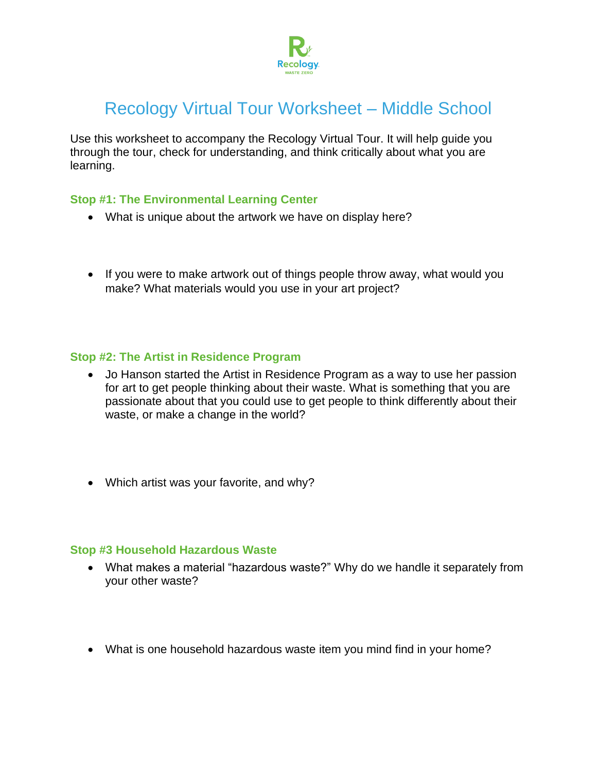# Recology Virtual Tour Worksheet – Middle School

Use this worksheet to accompany the Recology Virtual Tour. It will help guide you through the tour, check for understanding, and think critically about what you are learning.

### Stop #1: The Environmental Learning Center

- What is unique about the artwork we have on display here?

- If you were to make artwork out of things people throw away, what would you make? What materials would you use in your art project?

### Stop #2: The Artist in Residence Program

- Jo Hanson started the Artist in Residence Program as a way to use her passion for art to get people thinking about their waste. What is something that you are passionate about that you could use to get people to think differently about their waste, or make a change in the world?

- Which artist was your favorite, and why?

### Stop #3 Household Hazardous Waste

- What makes a material "hazardous waste?" Why do we handle it separately from your other waste?

- What is one household hazardous waste item you mind find in your home?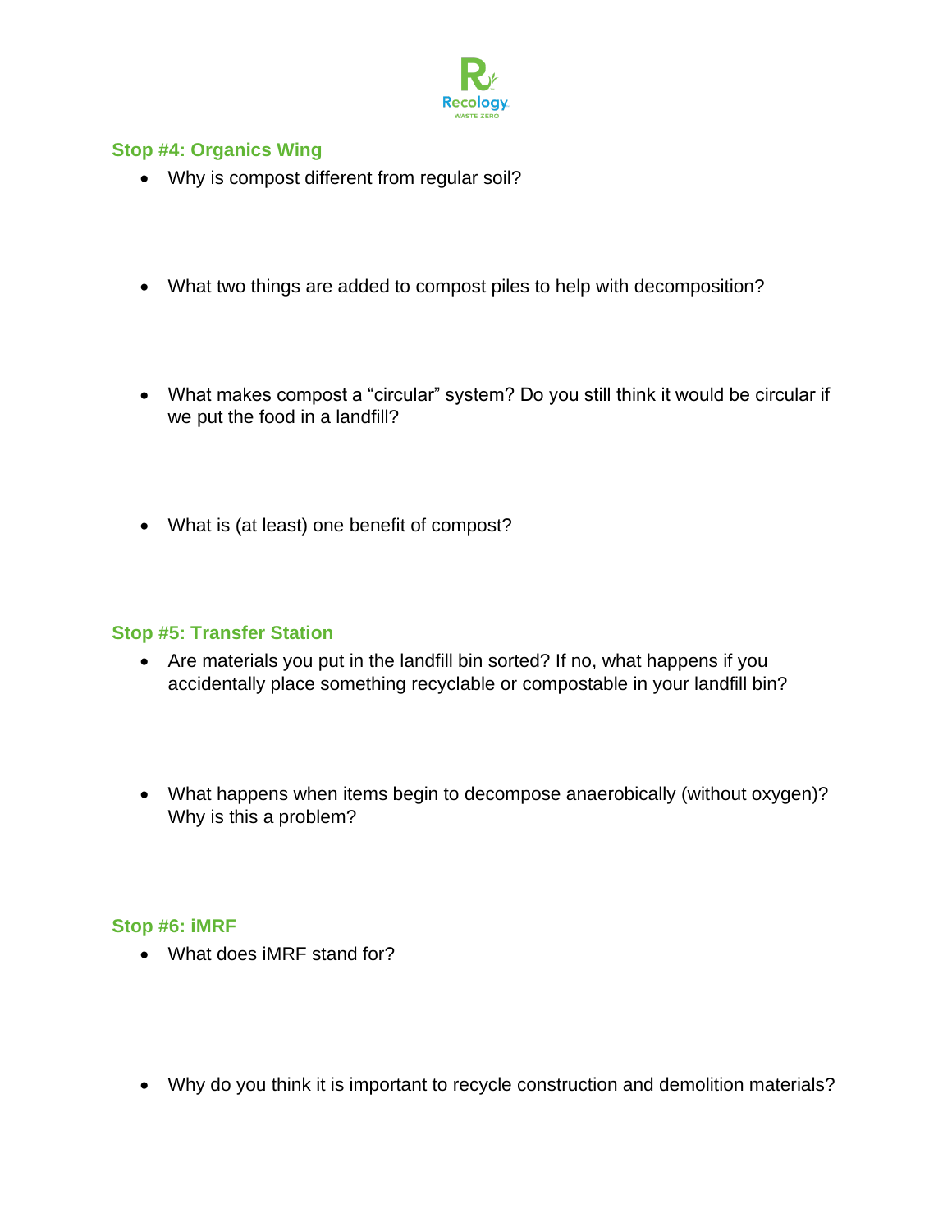## Stop #4: Organics Wing

- Why is compost different from regular soil?

- What two things are added to compost piles to help with decomposition?

- What makes compost a "circular" system? Do you still think it would be circular if we put the food in a landfill?

- What is (at least) one benefit of compost?

## Stop #5: Transfer Station

- Are materials you put in the landfill bin sorted? If no, what happens if you accidentally place something recyclable or compostable in your landfill bin?

- What happens when items begin to decompose anaerobically (without oxygen)? Why is this a problem?

## Stop #6: iMRF

- What does iMRF stand for?

- Why do you think it is important to recycle construction and demolition materials?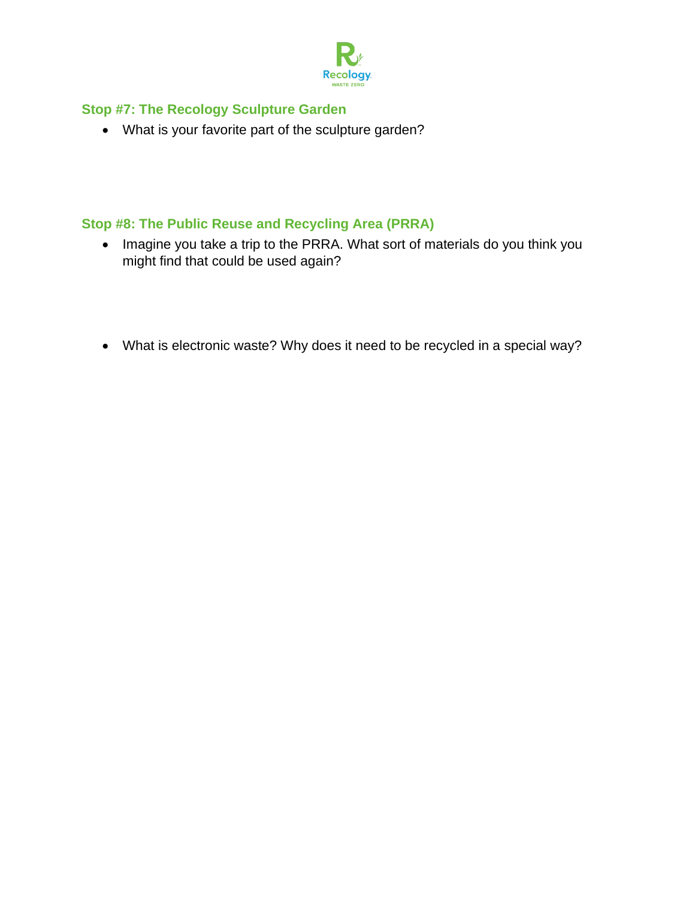### Stop #7: The Recology Sculpture Garden

- What is your favorite part of the sculpture garden?

### Stop #8: The Public Reuse and Recycling Area (PRRA)

- Imagine you take a trip to the PRRA. What sort of materials do you think you might find that could be used again?

- What is electronic waste? Why does it need to be recycled in a special way?